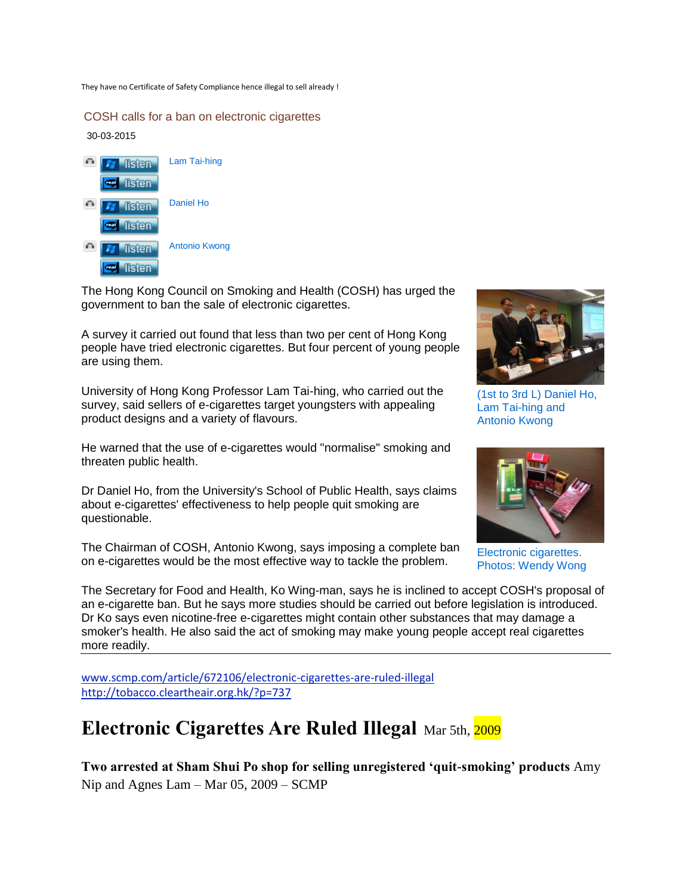They have no Certificate of Safety Compliance hence illegal to sell already !

## COSH calls for a ban on electronic cigarettes

30-03-2015

listen listen Lam Tai-hing

listen listen Daniel Ho

listen listen Antonio Kwong

The Hong Kong Council on Smoking and Health (COSH) has urged the government to ban the sale of electronic cigarettes.

A survey it carried out found that less than two per cent of Hong Kong people have tried electronic cigarettes. But four percent of young people are using them.

University of Hong Kong Professor Lam Tai-hing, who carried out the survey, said sellers of e-cigarettes target youngsters with appealing product designs and a variety of flavours.

He warned that the use of e-cigarettes would "normalise" smoking and threaten public health.

Dr Daniel Ho, from the University's School of Public Health, says claims about e-cigarettes' effectiveness to help people quit smoking are questionable.

The Chairman of COSH, Antonio Kwong, says imposing a complete ban on e-cigarettes would be the most effective way to tackle the problem.

(1st to 3rd L) Daniel Ho, Lam Tai-hing and Antonio Kwong

Electronic cigarettes. Photos: Wendy Wong

The Secretary for Food and Health, Ko Wing-man, says he is inclined to accept COSH's proposal of an e-cigarette ban. But he says more studies should be carried out before legislation is introduced. Dr Ko says even nicotine-free e-cigarettes might contain other substances that may damage a smoker's health. He also said the act of smoking may make young people accept real cigarettes more readily.

---

www.scmp.com/article/672106/electronic-cigarettes-are-ruled-illegal
http://tobacco.cleartheair.org.hk/?p=737

# Electronic Cigarettes Are Ruled Illegal Mar 5th, 2009

**Two arrested at Sham Shui Po shop for selling unregistered 'quit-smoking' products** Amy Nip and Agnes Lam – Mar 05, 2009 – SCMP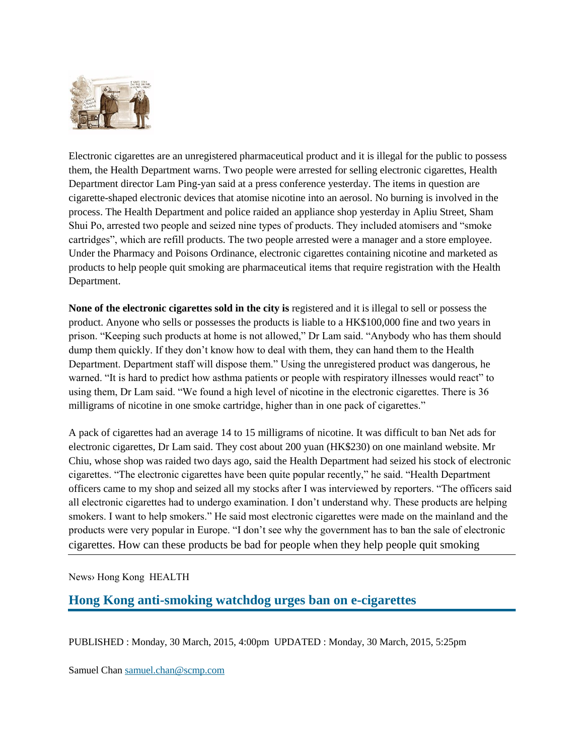Electronic cigarettes are an unregistered pharmaceutical product and it is illegal for the public to possess them, the Health Department warns. Two people were arrested for selling electronic cigarettes, Health Department director Lam Ping-yan said at a press conference yesterday. The items in question are cigarette-shaped electronic devices that atomise nicotine into an aerosol. No burning is involved in the process. The Health Department and police raided an appliance shop yesterday in Apliu Street, Sham Shui Po, arrested two people and seized nine types of products. They included atomisers and "smoke cartridges", which are refill products. The two people arrested were a manager and a store employee. Under the Pharmacy and Poisons Ordinance, electronic cigarettes containing nicotine and marketed as products to help people quit smoking are pharmaceutical items that require registration with the Health Department.

**None of the electronic cigarettes sold in the city is** registered and it is illegal to sell or possess the product. Anyone who sells or possesses the products is liable to a HK$100,000 fine and two years in prison. "Keeping such products at home is not allowed," Dr Lam said. "Anybody who has them should dump them quickly. If they don't know how to deal with them, they can hand them to the Health Department. Department staff will dispose them." Using the unregistered product was dangerous, he warned. "It is hard to predict how asthma patients or people with respiratory illnesses would react" to using them, Dr Lam said. "We found a high level of nicotine in the electronic cigarettes. There is 36 milligrams of nicotine in one smoke cartridge, higher than in one pack of cigarettes."

A pack of cigarettes had an average 14 to 15 milligrams of nicotine. It was difficult to ban Net ads for electronic cigarettes, Dr Lam said. They cost about 200 yuan (HK$230) on one mainland website. Mr Chiu, whose shop was raided two days ago, said the Health Department had seized his stock of electronic cigarettes. "The electronic cigarettes have been quite popular recently," he said. "Health Department officers came to my shop and seized all my stocks after I was interviewed by reporters. "The officers said all electronic cigarettes had to undergo examination. I don't understand why. These products are helping smokers. I want to help smokers." He said most electronic cigarettes were made on the mainland and the products were very popular in Europe. "I don't see why the government has to ban the sale of electronic cigarettes. How can these products be bad for people when they help people quit smoking

---

News› Hong Kong HEALTH

## Hong Kong anti-smoking watchdog urges ban on e-cigarettes

PUBLISHED : Monday, 30 March, 2015, 4:00pm UPDATED : Monday, 30 March, 2015, 5:25pm

Samuel Chan [samuel.chan@scmp.com](mailto:samuel.chan@scmp.com)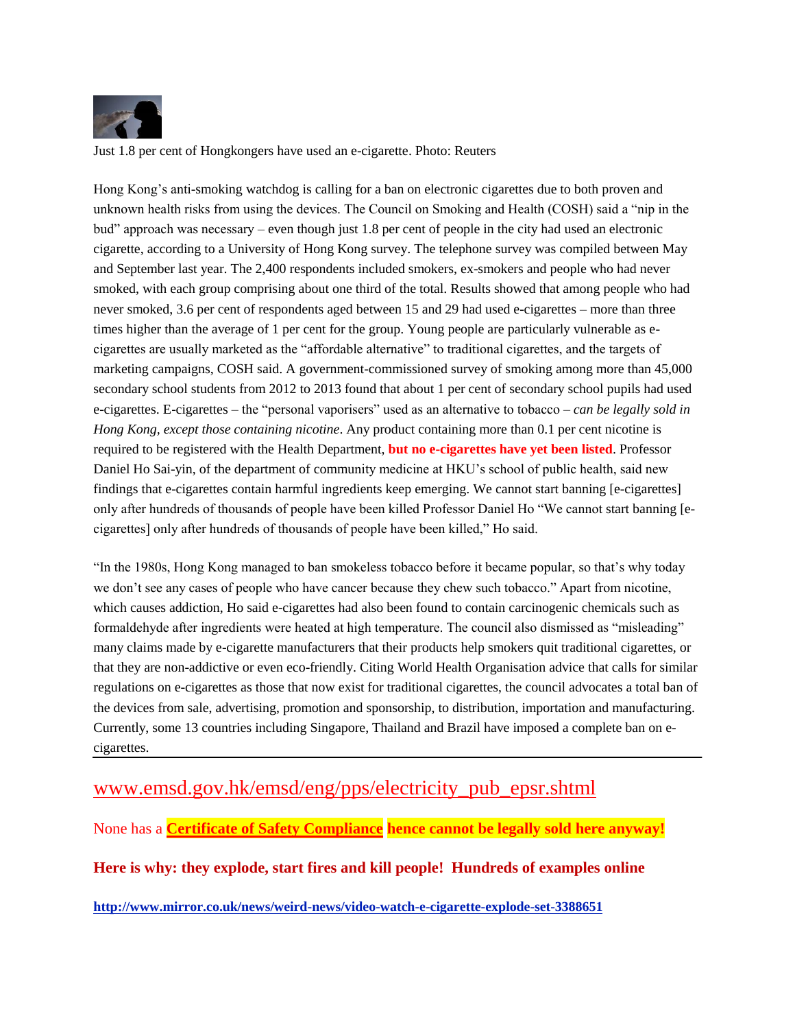Just 1.8 per cent of Hongkongers have used an e-cigarette. Photo: Reuters

Hong Kong's anti-smoking watchdog is calling for a ban on electronic cigarettes due to both proven and unknown health risks from using the devices. The Council on Smoking and Health (COSH) said a "nip in the bud" approach was necessary – even though just 1.8 per cent of people in the city had used an electronic cigarette, according to a University of Hong Kong survey. The telephone survey was compiled between May and September last year. The 2,400 respondents included smokers, ex-smokers and people who had never smoked, with each group comprising about one third of the total. Results showed that among people who had never smoked, 3.6 per cent of respondents aged between 15 and 29 had used e-cigarettes – more than three times higher than the average of 1 per cent for the group. Young people are particularly vulnerable as e-cigarettes are usually marketed as the "affordable alternative" to traditional cigarettes, and the targets of marketing campaigns, COSH said. A government-commissioned survey of smoking among more than 45,000 secondary school students from 2012 to 2013 found that about 1 per cent of secondary school pupils had used e-cigarettes. E-cigarettes – the "personal vaporisers" used as an alternative to tobacco – *can be legally sold in Hong Kong, except those containing nicotine*. Any product containing more than 0.1 per cent nicotine is required to be registered with the Health Department, **but no e-cigarettes have yet been listed**. Professor Daniel Ho Sai-yin, of the department of community medicine at HKU's school of public health, said new findings that e-cigarettes contain harmful ingredients keep emerging. We cannot start banning [e-cigarettes] only after hundreds of thousands of people have been killed Professor Daniel Ho "We cannot start banning [e-cigarettes] only after hundreds of thousands of people have been killed," Ho said.

"In the 1980s, Hong Kong managed to ban smokeless tobacco before it became popular, so that's why today we don't see any cases of people who have cancer because they chew such tobacco." Apart from nicotine, which causes addiction, Ho said e-cigarettes had also been found to contain carcinogenic chemicals such as formaldehyde after ingredients were heated at high temperature. The council also dismissed as "misleading" many claims made by e-cigarette manufacturers that their products help smokers quit traditional cigarettes, or that they are non-addictive or even eco-friendly. Citing World Health Organisation advice that calls for similar regulations on e-cigarettes as those that now exist for traditional cigarettes, the council advocates a total ban of the devices from sale, advertising, promotion and sponsorship, to distribution, importation and manufacturing. Currently, some 13 countries including Singapore, Thailand and Brazil have imposed a complete ban on e-cigarettes.

---

www.emsd.gov.hk/emsd/eng/pps/electricity_pub_epsr.shtml

None has a **Certificate of Safety Compliance** **hence cannot be legally sold here anyway!**

**Here is why: they explode, start fires and kill people! Hundreds of examples online**

**http://www.mirror.co.uk/news/weird-news/video-watch-e-cigarette-explode-set-3388651**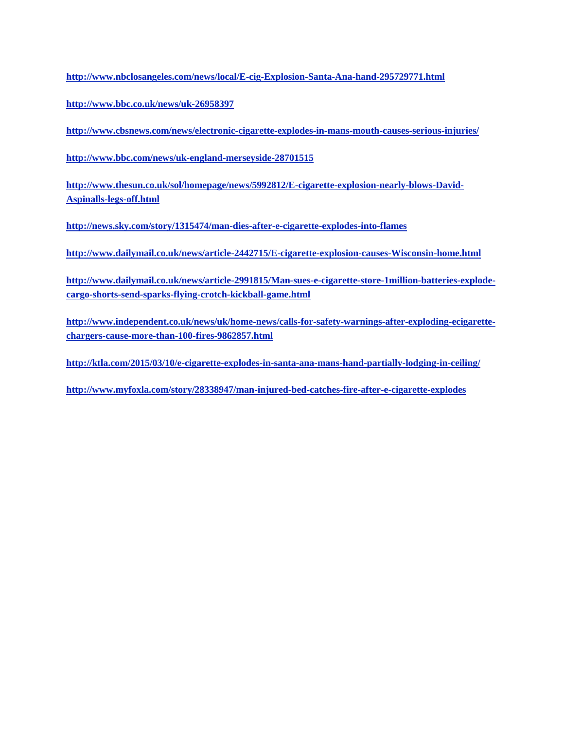**http://www.nbclosangeles.com/news/local/E-cig-Explosion-Santa-Ana-hand-295729771.html**

**http://www.bbc.co.uk/news/uk-26958397**

**http://www.cbsnews.com/news/electronic-cigarette-explodes-in-mans-mouth-causes-serious-injuries/**

**http://www.bbc.com/news/uk-england-merseyside-28701515**

**http://www.thesun.co.uk/sol/homepage/news/5992812/E-cigarette-explosion-nearly-blows-David-Aspinalls-legs-off.html**

**http://news.sky.com/story/1315474/man-dies-after-e-cigarette-explodes-into-flames**

**http://www.dailymail.co.uk/news/article-2442715/E-cigarette-explosion-causes-Wisconsin-home.html**

**http://www.dailymail.co.uk/news/article-2991815/Man-sues-e-cigarette-store-1million-batteries-explode-cargo-shorts-send-sparks-flying-crotch-kickball-game.html**

**http://www.independent.co.uk/news/uk/home-news/calls-for-safety-warnings-after-exploding-ecigarette-chargers-cause-more-than-100-fires-9862857.html**

**http://ktla.com/2015/03/10/e-cigarette-explodes-in-santa-ana-mans-hand-partially-lodging-in-ceiling/**

**http://www.myfoxla.com/story/28338947/man-injured-bed-catches-fire-after-e-cigarette-explodes**